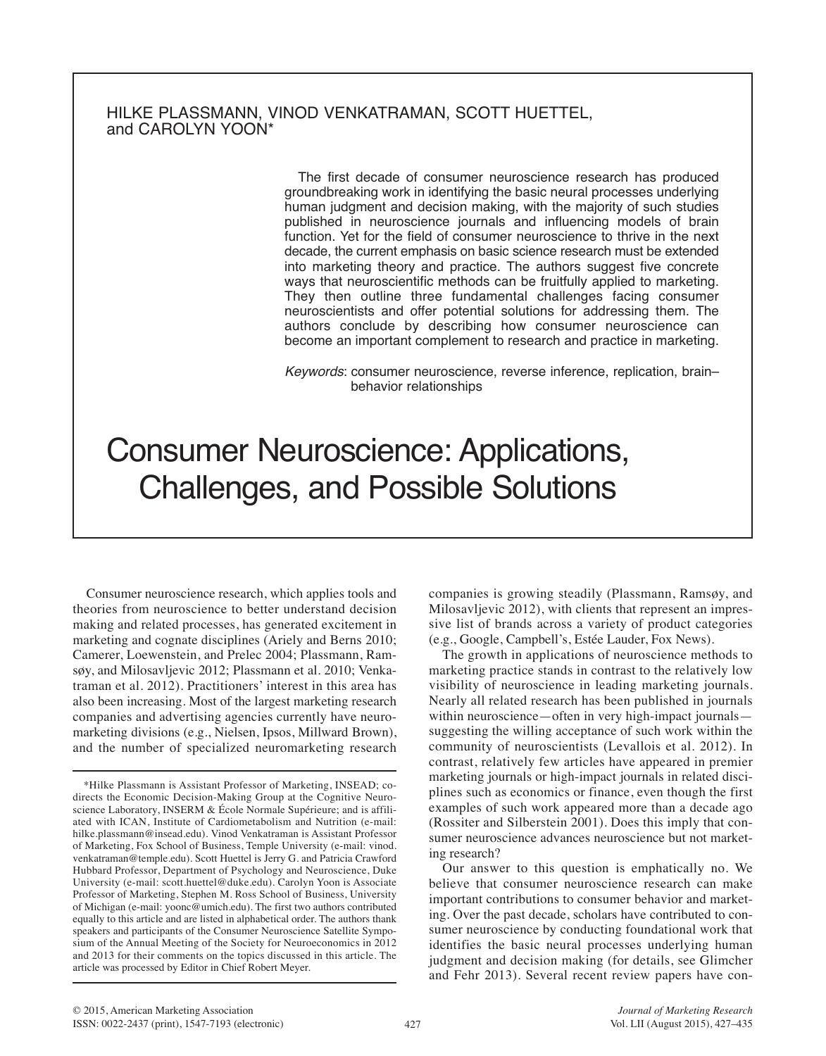HILKE PLASSMANN, VINOD VENKATRAMAN, SCOTT HUETTEL, and CAROLYN YOON*

The first decade of consumer neuroscience research has produced groundbreaking work in identifying the basic neural processes underlying human judgment and decision making, with the majority of such studies published in neuroscience journals and influencing models of brain function. Yet for the field of consumer neuroscience to thrive in the next decade, the current emphasis on basic science research must be extended into marketing theory and practice. The authors suggest five concrete ways that neuroscientific methods can be fruitfully applied to marketing. They then outline three fundamental challenges facing consumer neuroscientists and offer potential solutions for addressing them. The authors conclude by describing how consumer neuroscience can become an important complement to research and practice in marketing.

*Keywords*: consumer neuroscience, reverse inference, replication, brain–behavior relationships

# Consumer Neuroscience: Applications, Challenges, and Possible Solutions

Consumer neuroscience research, which applies tools and theories from neuroscience to better understand decision making and related processes, has generated excitement in marketing and cognate disciplines (Ariely and Berns 2010; Camerer, Loewenstein, and Prelec 2004; Plassmann, Ramsøy, and Milosavljevic 2012; Plassmann et al. 2010; Venkatraman et al. 2012). Practitioners' interest in this area has also been increasing. Most of the largest marketing research companies and advertising agencies currently have neuromarketing divisions (e.g., Nielsen, Ipsos, Millward Brown), and the number of specialized neuromarketing research companies is growing steadily (Plassmann, Ramsøy, and Milosavljevic 2012), with clients that represent an impressive list of brands across a variety of product categories (e.g., Google, Campbell's, Estée Lauder, Fox News).

The growth in applications of neuroscience methods to marketing practice stands in contrast to the relatively low visibility of neuroscience in leading marketing journals. Nearly all related research has been published in journals within neuroscience—often in very high-impact journals—suggesting the willing acceptance of such work within the community of neuroscientists (Levallois et al. 2012). In contrast, relatively few articles have appeared in premier marketing journals or high-impact journals in related disciplines such as economics or finance, even though the first examples of such work appeared more than a decade ago (Rossiter and Silberstein 2001). Does this imply that consumer neuroscience advances neuroscience but not marketing research?

Our answer to this question is emphatically no. We believe that consumer neuroscience research can make important contributions to consumer behavior and marketing. Over the past decade, scholars have contributed to consumer neuroscience by conducting foundational work that identifies the basic neural processes underlying human judgment and decision making (for details, see Glimcher and Fehr 2013). Several recent review papers have con-

*Hilke Plassmann is Assistant Professor of Marketing, INSEAD; codirects the Economic Decision-Making Group at the Cognitive Neuroscience Laboratory, INSERM & École Normale Supérieure; and is affiliated with ICAN, Institute of Cardiometabolism and Nutrition (e-mail: hilke.plassmann@insead.edu). Vinod Venkatraman is Assistant Professor of Marketing, Fox School of Business, Temple University (e-mail: vinod.venkatraman@temple.edu). Scott Huettel is Jerry G. and Patricia Crawford Hubbard Professor, Department of Psychology and Neuroscience, Duke University (e-mail: scott.huettel@duke.edu). Carolyn Yoon is Associate Professor of Marketing, Stephen M. Ross School of Business, University of Michigan (e-mail: yoonc@umich.edu). The first two authors contributed equally to this article and are listed in alphabetical order. The authors thank speakers and participants of the Consumer Neuroscience Satellite Symposium of the Annual Meeting of the Society for Neuroeconomics in 2012 and 2013 for their comments on the topics discussed in this article. The article was processed by Editor in Chief Robert Meyer.

© 2015, American Marketing Association
ISSN: 0022-2437 (print), 1547-7193 (electronic)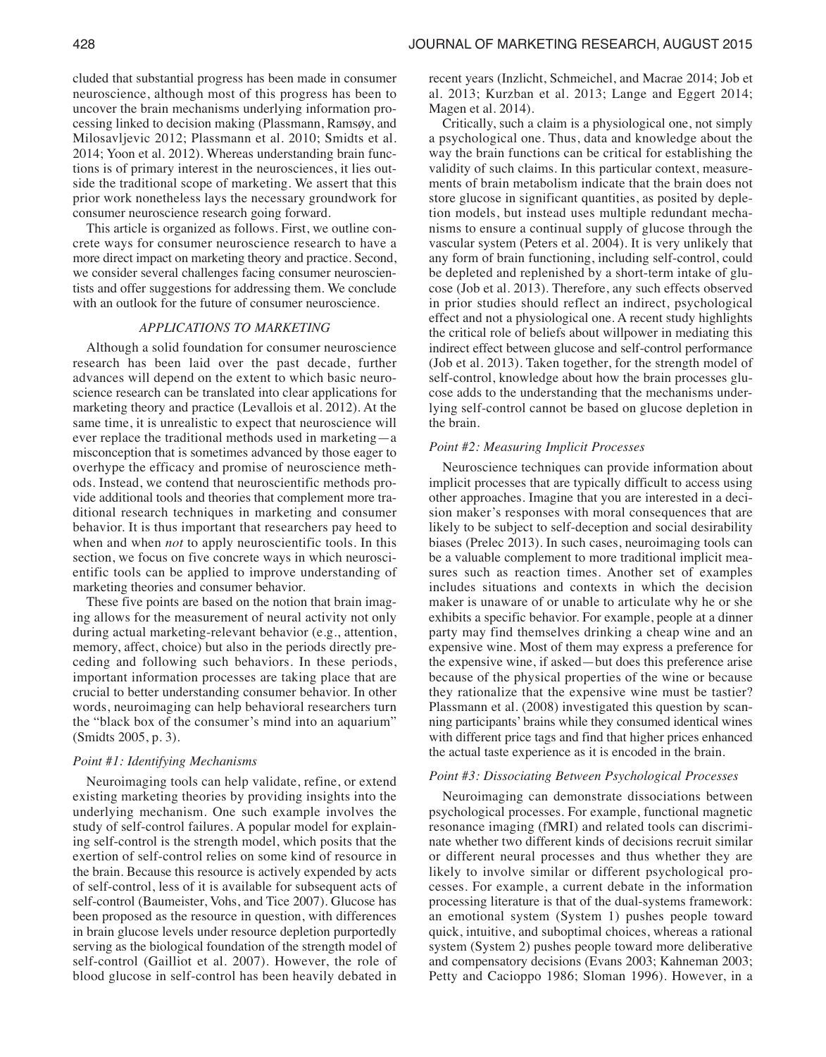cluded that substantial progress has been made in consumer neuroscience, although most of this progress has been to uncover the brain mechanisms underlying information processing linked to decision making (Plassmann, Ramsøy, and Milosavljevic 2012; Plassmann et al. 2010; Smidts et al. 2014; Yoon et al. 2012). Whereas understanding brain functions is of primary interest in the neurosciences, it lies outside the traditional scope of marketing. We assert that this prior work nonetheless lays the necessary groundwork for consumer neuroscience research going forward.

This article is organized as follows. First, we outline concrete ways for consumer neuroscience research to have a more direct impact on marketing theory and practice. Second, we consider several challenges facing consumer neuroscientists and offer suggestions for addressing them. We conclude with an outlook for the future of consumer neuroscience.

## APPLICATIONS TO MARKETING

Although a solid foundation for consumer neuroscience research has been laid over the past decade, further advances will depend on the extent to which basic neuroscience research can be translated into clear applications for marketing theory and practice (Levallois et al. 2012). At the same time, it is unrealistic to expect that neuroscience will ever replace the traditional methods used in marketing—a misconception that is sometimes advanced by those eager to overhype the efficacy and promise of neuroscience methods. Instead, we contend that neuroscientific methods provide additional tools and theories that complement more traditional research techniques in marketing and consumer behavior. It is thus important that researchers pay heed to when and when *not* to apply neuroscientific tools. In this section, we focus on five concrete ways in which neuroscientific tools can be applied to improve understanding of marketing theories and consumer behavior.

These five points are based on the notion that brain imaging allows for the measurement of neural activity not only during actual marketing-relevant behavior (e.g., attention, memory, affect, choice) but also in the periods directly preceding and following such behaviors. In these periods, important information processes are taking place that are crucial to better understanding consumer behavior. In other words, neuroimaging can help behavioral researchers turn the "black box of the consumer's mind into an aquarium" (Smidts 2005, p. 3).

### *Point #1: Identifying Mechanisms*

Neuroimaging tools can help validate, refine, or extend existing marketing theories by providing insights into the underlying mechanism. One such example involves the study of self-control failures. A popular model for explaining self-control is the strength model, which posits that the exertion of self-control relies on some kind of resource in the brain. Because this resource is actively expended by acts of self-control, less of it is available for subsequent acts of self-control (Baumeister, Vohs, and Tice 2007). Glucose has been proposed as the resource in question, with differences in brain glucose levels under resource depletion purportedly serving as the biological foundation of the strength model of self-control (Gailliot et al. 2007). However, the role of blood glucose in self-control has been heavily debated in recent years (Inzlicht, Schmeichel, and Macrae 2014; Job et al. 2013; Kurzban et al. 2013; Lange and Eggert 2014; Magen et al. 2014).

Critically, such a claim is a physiological one, not simply a psychological one. Thus, data and knowledge about the way the brain functions can be critical for establishing the validity of such claims. In this particular context, measurements of brain metabolism indicate that the brain does not store glucose in significant quantities, as posited by depletion models, but instead uses multiple redundant mechanisms to ensure a continual supply of glucose through the vascular system (Peters et al. 2004). It is very unlikely that any form of brain functioning, including self-control, could be depleted and replenished by a short-term intake of glucose (Job et al. 2013). Therefore, any such effects observed in prior studies should reflect an indirect, psychological effect and not a physiological one. A recent study highlights the critical role of beliefs about willpower in mediating this indirect effect between glucose and self-control performance (Job et al. 2013). Taken together, for the strength model of self-control, knowledge about how the brain processes glucose adds to the understanding that the mechanisms underlying self-control cannot be based on glucose depletion in the brain.

### *Point #2: Measuring Implicit Processes*

Neuroscience techniques can provide information about implicit processes that are typically difficult to access using other approaches. Imagine that you are interested in a decision maker's responses with moral consequences that are likely to be subject to self-deception and social desirability biases (Prelec 2013). In such cases, neuroimaging tools can be a valuable complement to more traditional implicit measures such as reaction times. Another set of examples includes situations and contexts in which the decision maker is unaware of or unable to articulate why he or she exhibits a specific behavior. For example, people at a dinner party may find themselves drinking a cheap wine and an expensive wine. Most of them may express a preference for the expensive wine, if asked—but does this preference arise because of the physical properties of the wine or because they rationalize that the expensive wine must be tastier? Plassmann et al. (2008) investigated this question by scanning participants' brains while they consumed identical wines with different price tags and find that higher prices enhanced the actual taste experience as it is encoded in the brain.

### *Point #3: Dissociating Between Psychological Processes*

Neuroimaging can demonstrate dissociations between psychological processes. For example, functional magnetic resonance imaging (fMRI) and related tools can discriminate whether two different kinds of decisions recruit similar or different neural processes and thus whether they are likely to involve similar or different psychological processes. For example, a current debate in the information processing literature is that of the dual-systems framework: an emotional system (System 1) pushes people toward quick, intuitive, and suboptimal choices, whereas a rational system (System 2) pushes people toward more deliberative and compensatory decisions (Evans 2003; Kahneman 2003; Petty and Cacioppo 1986; Sloman 1996). However, in a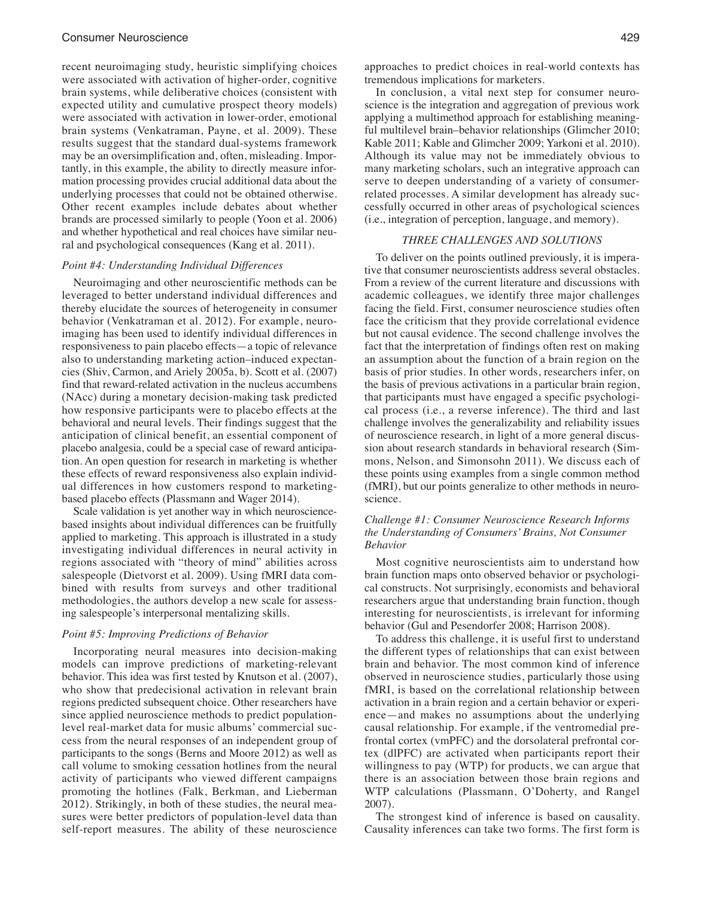recent neuroimaging study, heuristic simplifying choices were associated with activation of higher-order, cognitive brain systems, while deliberative choices (consistent with expected utility and cumulative prospect theory models) were associated with activation in lower-order, emotional brain systems (Venkatraman, Payne, et al. 2009). These results suggest that the standard dual-systems framework may be an oversimplification and, often, misleading. Importantly, in this example, the ability to directly measure information processing provides crucial additional data about the underlying processes that could not be obtained otherwise. Other recent examples include debates about whether brands are processed similarly to people (Yoon et al. 2006) and whether hypothetical and real choices have similar neural and psychological consequences (Kang et al. 2011).

### *Point #4: Understanding Individual Differences*

Neuroimaging and other neuroscientific methods can be leveraged to better understand individual differences and thereby elucidate the sources of heterogeneity in consumer behavior (Venkatraman et al. 2012). For example, neuroimaging has been used to identify individual differences in responsiveness to pain placebo effects—a topic of relevance also to understanding marketing action–induced expectancies (Shiv, Carmon, and Ariely 2005a, b). Scott et al. (2007) find that reward-related activation in the nucleus accumbens (NAcc) during a monetary decision-making task predicted how responsive participants were to placebo effects at the behavioral and neural levels. Their findings suggest that the anticipation of clinical benefit, an essential component of placebo analgesia, could be a special case of reward anticipation. An open question for research in marketing is whether these effects of reward responsiveness also explain individual differences in how customers respond to marketing-based placebo effects (Plassmann and Wager 2014).

Scale validation is yet another way in which neuroscience-based insights about individual differences can be fruitfully applied to marketing. This approach is illustrated in a study investigating individual differences in neural activity in regions associated with "theory of mind" abilities across salespeople (Dietvorst et al. 2009). Using fMRI data combined with results from surveys and other traditional methodologies, the authors develop a new scale for assessing salespeople's interpersonal mentalizing skills.

### *Point #5: Improving Predictions of Behavior*

Incorporating neural measures into decision-making models can improve predictions of marketing-relevant behavior. This idea was first tested by Knutson et al. (2007), who show that predecisional activation in relevant brain regions predicted subsequent choice. Other researchers have since applied neuroscience methods to predict population-level real-market data for music albums' commercial success from the neural responses of an independent group of participants to the songs (Berns and Moore 2012) as well as call volume to smoking cessation hotlines from the neural activity of participants who viewed different campaigns promoting the hotlines (Falk, Berkman, and Lieberman 2012). Strikingly, in both of these studies, the neural measures were better predictors of population-level data than self-report measures. The ability of these neuroscience approaches to predict choices in real-world contexts has tremendous implications for marketers.

In conclusion, a vital next step for consumer neuroscience is the integration and aggregation of previous work applying a multimethod approach for establishing meaningful multilevel brain–behavior relationships (Glimcher 2010; Kable 2011; Kable and Glimcher 2009; Yarkoni et al. 2010). Although its value may not be immediately obvious to many marketing scholars, such an integrative approach can serve to deepen understanding of a variety of consumer-related processes. A similar development has already successfully occurred in other areas of psychological sciences (i.e., integration of perception, language, and memory).

## *THREE CHALLENGES AND SOLUTIONS*

To deliver on the points outlined previously, it is imperative that consumer neuroscientists address several obstacles. From a review of the current literature and discussions with academic colleagues, we identify three major challenges facing the field. First, consumer neuroscience studies often face the criticism that they provide correlational evidence but not causal evidence. The second challenge involves the fact that the interpretation of findings often rest on making an assumption about the function of a brain region on the basis of prior studies. In other words, researchers infer, on the basis of previous activations in a particular brain region, that participants must have engaged a specific psychological process (i.e., a reverse inference). The third and last challenge involves the generalizability and reliability issues of neuroscience research, in light of a more general discussion about research standards in behavioral research (Simmons, Nelson, and Simonsohn 2011). We discuss each of these points using examples from a single common method (fMRI), but our points generalize to other methods in neuroscience.

### *Challenge #1: Consumer Neuroscience Research Informs the Understanding of Consumers' Brains, Not Consumer Behavior*

Most cognitive neuroscientists aim to understand how brain function maps onto observed behavior or psychological constructs. Not surprisingly, economists and behavioral researchers argue that understanding brain function, though interesting for neuroscientists, is irrelevant for informing behavior (Gul and Pesendorfer 2008; Harrison 2008).

To address this challenge, it is useful first to understand the different types of relationships that can exist between brain and behavior. The most common kind of inference observed in neuroscience studies, particularly those using fMRI, is based on the correlational relationship between activation in a brain region and a certain behavior or experience—and makes no assumptions about the underlying causal relationship. For example, if the ventromedial prefrontal cortex (vmPFC) and the dorsolateral prefrontal cortex (dlPFC) are activated when participants report their willingness to pay (WTP) for products, we can argue that there is an association between those brain regions and WTP calculations (Plassmann, O'Doherty, and Rangel 2007).

The strongest kind of inference is based on causality. Causality inferences can take two forms. The first form is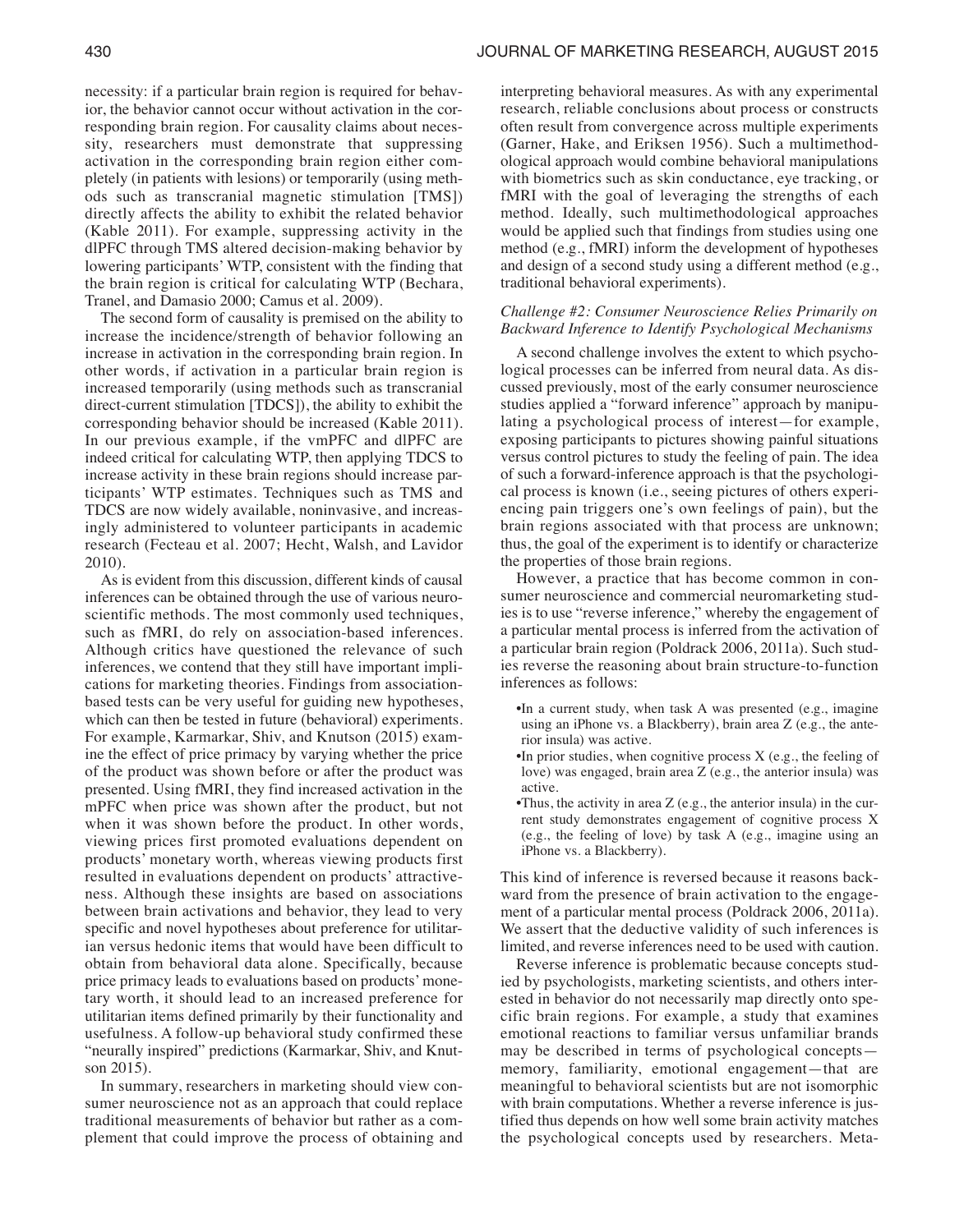necessity: if a particular brain region is required for behavior, the behavior cannot occur without activation in the corresponding brain region. For causality claims about necessity, researchers must demonstrate that suppressing activation in the corresponding brain region either completely (in patients with lesions) or temporarily (using methods such as transcranial magnetic stimulation [TMS]) directly affects the ability to exhibit the related behavior (Kable 2011). For example, suppressing activity in the dlPFC through TMS altered decision-making behavior by lowering participants' WTP, consistent with the finding that the brain region is critical for calculating WTP (Bechara, Tranel, and Damasio 2000; Camus et al. 2009).

The second form of causality is premised on the ability to increase the incidence/strength of behavior following an increase in activation in the corresponding brain region. In other words, if activation in a particular brain region is increased temporarily (using methods such as transcranial direct-current stimulation [TDCS]), the ability to exhibit the corresponding behavior should be increased (Kable 2011). In our previous example, if the vmPFC and dlPFC are indeed critical for calculating WTP, then applying TDCS to increase activity in these brain regions should increase participants' WTP estimates. Techniques such as TMS and TDCS are now widely available, noninvasive, and increasingly administered to volunteer participants in academic research (Fecteau et al. 2007; Hecht, Walsh, and Lavidor 2010).

As is evident from this discussion, different kinds of causal inferences can be obtained through the use of various neuroscientific methods. The most commonly used techniques, such as fMRI, do rely on association-based inferences. Although critics have questioned the relevance of such inferences, we contend that they still have important implications for marketing theories. Findings from association-based tests can be very useful for guiding new hypotheses, which can then be tested in future (behavioral) experiments. For example, Karmarkar, Shiv, and Knutson (2015) examine the effect of price primacy by varying whether the price of the product was shown before or after the product was presented. Using fMRI, they find increased activation in the mPFC when price was shown after the product, but not when it was shown before the product. In other words, viewing prices first promoted evaluations dependent on products' monetary worth, whereas viewing products first resulted in evaluations dependent on products' attractiveness. Although these insights are based on associations between brain activations and behavior, they lead to very specific and novel hypotheses about preference for utilitarian versus hedonic items that would have been difficult to obtain from behavioral data alone. Specifically, because price primacy leads to evaluations based on products' monetary worth, it should lead to an increased preference for utilitarian items defined primarily by their functionality and usefulness. A follow-up behavioral study confirmed these "neurally inspired" predictions (Karmarkar, Shiv, and Knutson 2015).

In summary, researchers in marketing should view consumer neuroscience not as an approach that could replace traditional measurements of behavior but rather as a complement that could improve the process of obtaining and interpreting behavioral measures. As with any experimental research, reliable conclusions about process or constructs often result from convergence across multiple experiments (Garner, Hake, and Eriksen 1956). Such a multimethodological approach would combine behavioral manipulations with biometrics such as skin conductance, eye tracking, or fMRI with the goal of leveraging the strengths of each method. Ideally, such multimethodological approaches would be applied such that findings from studies using one method (e.g., fMRI) inform the development of hypotheses and design of a second study using a different method (e.g., traditional behavioral experiments).

### *Challenge #2: Consumer Neuroscience Relies Primarily on Backward Inference to Identify Psychological Mechanisms*

A second challenge involves the extent to which psychological processes can be inferred from neural data. As discussed previously, most of the early consumer neuroscience studies applied a "forward inference" approach by manipulating a psychological process of interest—for example, exposing participants to pictures showing painful situations versus control pictures to study the feeling of pain. The idea of such a forward-inference approach is that the psychological process is known (i.e., seeing pictures of others experiencing pain triggers one's own feelings of pain), but the brain regions associated with that process are unknown; thus, the goal of the experiment is to identify or characterize the properties of those brain regions.

However, a practice that has become common in consumer neuroscience and commercial neuromarketing studies is to use "reverse inference," whereby the engagement of a particular mental process is inferred from the activation of a particular brain region (Poldrack 2006, 2011a). Such studies reverse the reasoning about brain structure-to-function inferences as follows:

- In a current study, when task A was presented (e.g., imagine using an iPhone vs. a Blackberry), brain area Z (e.g., the anterior insula) was active.
- In prior studies, when cognitive process X (e.g., the feeling of love) was engaged, brain area Z (e.g., the anterior insula) was active.
- Thus, the activity in area Z (e.g., the anterior insula) in the current study demonstrates engagement of cognitive process X (e.g., the feeling of love) by task A (e.g., imagine using an iPhone vs. a Blackberry).

This kind of inference is reversed because it reasons backward from the presence of brain activation to the engagement of a particular mental process (Poldrack 2006, 2011a). We assert that the deductive validity of such inferences is limited, and reverse inferences need to be used with caution.

Reverse inference is problematic because concepts studied by psychologists, marketing scientists, and others interested in behavior do not necessarily map directly onto specific brain regions. For example, a study that examines emotional reactions to familiar versus unfamiliar brands may be described in terms of psychological concepts—memory, familiarity, emotional engagement—that are meaningful to behavioral scientists but are not isomorphic with brain computations. Whether a reverse inference is justified thus depends on how well some brain activity matches the psychological concepts used by researchers. Meta-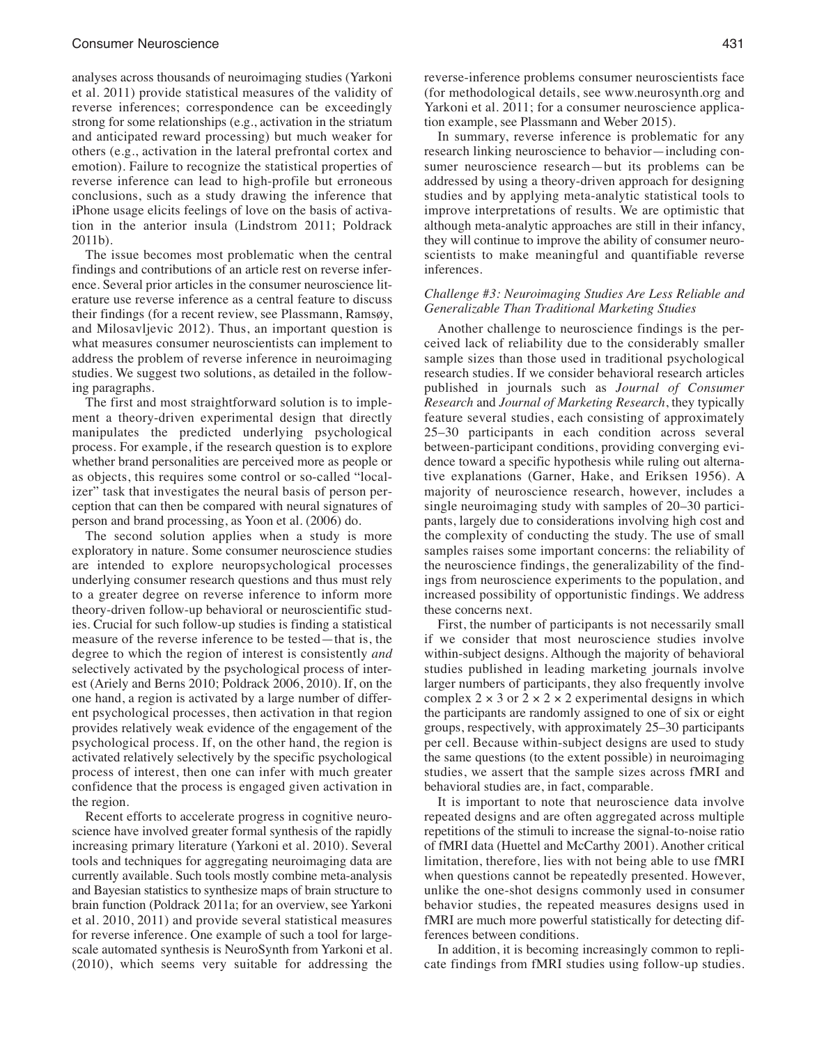analyses across thousands of neuroimaging studies (Yarkoni et al. 2011) provide statistical measures of the validity of reverse inferences; correspondence can be exceedingly strong for some relationships (e.g., activation in the striatum and anticipated reward processing) but much weaker for others (e.g., activation in the lateral prefrontal cortex and emotion). Failure to recognize the statistical properties of reverse inference can lead to high-profile but erroneous conclusions, such as a study drawing the inference that iPhone usage elicits feelings of love on the basis of activation in the anterior insula (Lindstrom 2011; Poldrack 2011b).

The issue becomes most problematic when the central findings and contributions of an article rest on reverse inference. Several prior articles in the consumer neuroscience literature use reverse inference as a central feature to discuss their findings (for a recent review, see Plassmann, Ramsøy, and Milosavljevic 2012). Thus, an important question is what measures consumer neuroscientists can implement to address the problem of reverse inference in neuroimaging studies. We suggest two solutions, as detailed in the following paragraphs.

The first and most straightforward solution is to implement a theory-driven experimental design that directly manipulates the predicted underlying psychological process. For example, if the research question is to explore whether brand personalities are perceived more as people or as objects, this requires some control or so-called "localizer" task that investigates the neural basis of person perception that can then be compared with neural signatures of person and brand processing, as Yoon et al. (2006) do.

The second solution applies when a study is more exploratory in nature. Some consumer neuroscience studies are intended to explore neuropsychological processes underlying consumer research questions and thus must rely to a greater degree on reverse inference to inform more theory-driven follow-up behavioral or neuroscientific studies. Crucial for such follow-up studies is finding a statistical measure of the reverse inference to be tested—that is, the degree to which the region of interest is consistently *and* selectively activated by the psychological process of interest (Ariely and Berns 2010; Poldrack 2006, 2010). If, on the one hand, a region is activated by a large number of different psychological processes, then activation in that region provides relatively weak evidence of the engagement of the psychological process. If, on the other hand, the region is activated relatively selectively by the specific psychological process of interest, then one can infer with much greater confidence that the process is engaged given activation in the region.

Recent efforts to accelerate progress in cognitive neuroscience have involved greater formal synthesis of the rapidly increasing primary literature (Yarkoni et al. 2010). Several tools and techniques for aggregating neuroimaging data are currently available. Such tools mostly combine meta-analysis and Bayesian statistics to synthesize maps of brain structure to brain function (Poldrack 2011a; for an overview, see Yarkoni et al. 2010, 2011) and provide several statistical measures for reverse inference. One example of such a tool for large-scale automated synthesis is NeuroSynth from Yarkoni et al. (2010), which seems very suitable for addressing the reverse-inference problems consumer neuroscientists face (for methodological details, see www.neurosynth.org and Yarkoni et al. 2011; for a consumer neuroscience application example, see Plassmann and Weber 2015).

In summary, reverse inference is problematic for any research linking neuroscience to behavior—including consumer neuroscience research—but its problems can be addressed by using a theory-driven approach for designing studies and by applying meta-analytic statistical tools to improve interpretations of results. We are optimistic that although meta-analytic approaches are still in their infancy, they will continue to improve the ability of consumer neuroscientists to make meaningful and quantifiable reverse inferences.

#### *Challenge #3: Neuroimaging Studies Are Less Reliable and Generalizable Than Traditional Marketing Studies*

Another challenge to neuroscience findings is the perceived lack of reliability due to the considerably smaller sample sizes than those used in traditional psychological research studies. If we consider behavioral research articles published in journals such as *Journal of Consumer Research* and *Journal of Marketing Research*, they typically feature several studies, each consisting of approximately 25–30 participants in each condition across several between-participant conditions, providing converging evidence toward a specific hypothesis while ruling out alternative explanations (Garner, Hake, and Eriksen 1956). A majority of neuroscience research, however, includes a single neuroimaging study with samples of 20–30 participants, largely due to considerations involving high cost and the complexity of conducting the study. The use of small samples raises some important concerns: the reliability of the neuroscience findings, the generalizability of the findings from neuroscience experiments to the population, and increased possibility of opportunistic findings. We address these concerns next.

First, the number of participants is not necessarily small if we consider that most neuroscience studies involve within-subject designs. Although the majority of behavioral studies published in leading marketing journals involve larger numbers of participants, they also frequently involve complex $2 \times 3$ or $2 \times 2 \times 2$ experimental designs in which the participants are randomly assigned to one of six or eight groups, respectively, with approximately 25–30 participants per cell. Because within-subject designs are used to study the same questions (to the extent possible) in neuroimaging studies, we assert that the sample sizes across fMRI and behavioral studies are, in fact, comparable.

It is important to note that neuroscience data involve repeated designs and are often aggregated across multiple repetitions of the stimuli to increase the signal-to-noise ratio of fMRI data (Huettel and McCarthy 2001). Another critical limitation, therefore, lies with not being able to use fMRI when questions cannot be repeatedly presented. However, unlike the one-shot designs commonly used in consumer behavior studies, the repeated measures designs used in fMRI are much more powerful statistically for detecting differences between conditions.

In addition, it is becoming increasingly common to replicate findings from fMRI studies using follow-up studies.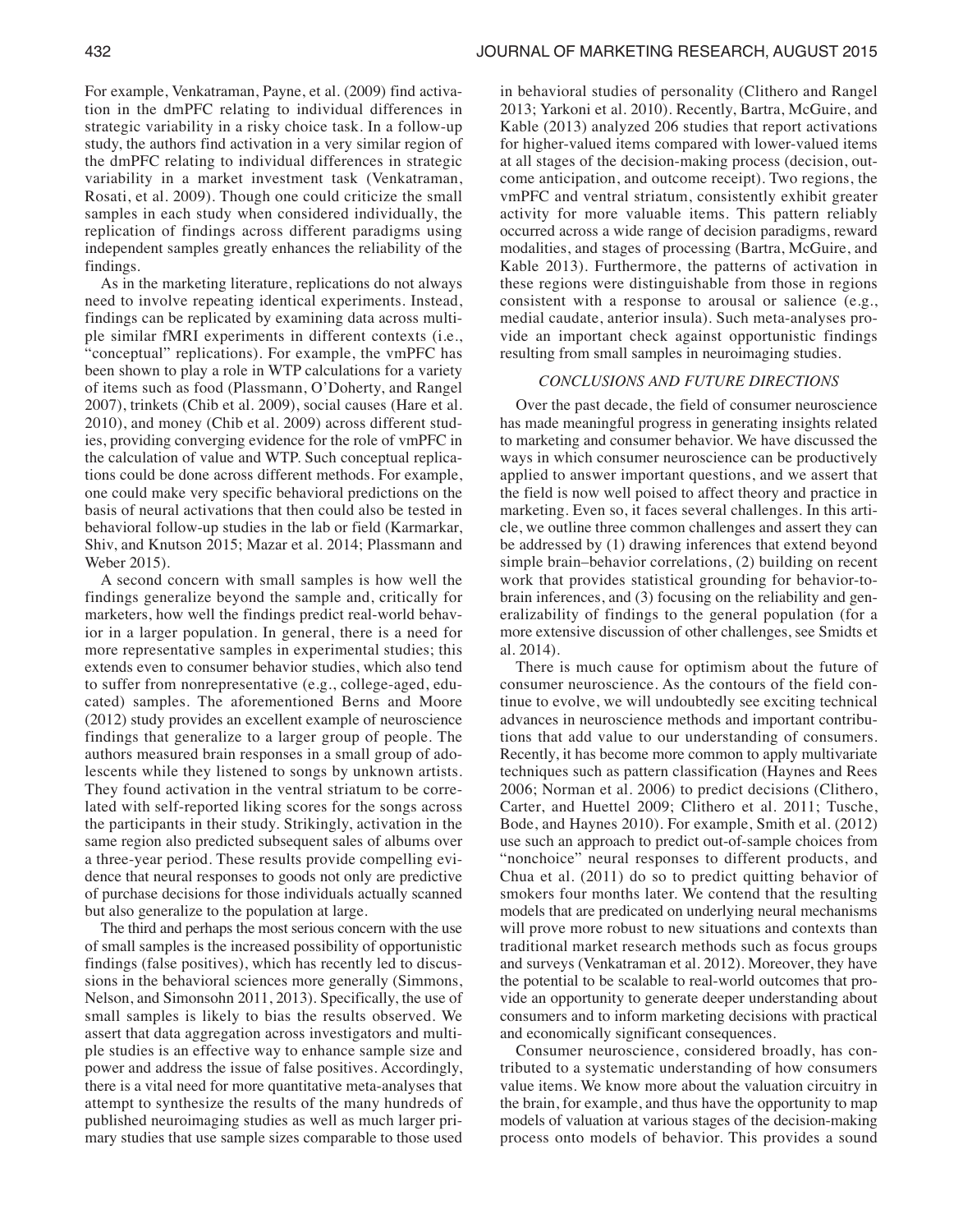For example, Venkatraman, Payne, et al. (2009) find activation in the dmPFC relating to individual differences in strategic variability in a risky choice task. In a follow-up study, the authors find activation in a very similar region of the dmPFC relating to individual differences in strategic variability in a market investment task (Venkatraman, Rosati, et al. 2009). Though one could criticize the small samples in each study when considered individually, the replication of findings across different paradigms using independent samples greatly enhances the reliability of the findings.

As in the marketing literature, replications do not always need to involve repeating identical experiments. Instead, findings can be replicated by examining data across multiple similar fMRI experiments in different contexts (i.e., "conceptual" replications). For example, the vmPFC has been shown to play a role in WTP calculations for a variety of items such as food (Plassmann, O'Doherty, and Rangel 2007), trinkets (Chib et al. 2009), social causes (Hare et al. 2010), and money (Chib et al. 2009) across different studies, providing converging evidence for the role of vmPFC in the calculation of value and WTP. Such conceptual replications could be done across different methods. For example, one could make very specific behavioral predictions on the basis of neural activations that then could also be tested in behavioral follow-up studies in the lab or field (Karmarkar, Shiv, and Knutson 2015; Mazar et al. 2014; Plassmann and Weber 2015).

A second concern with small samples is how well the findings generalize beyond the sample and, critically for marketers, how well the findings predict real-world behavior in a larger population. In general, there is a need for more representative samples in experimental studies; this extends even to consumer behavior studies, which also tend to suffer from nonrepresentative (e.g., college-aged, educated) samples. The aforementioned Berns and Moore (2012) study provides an excellent example of neuroscience findings that generalize to a larger group of people. The authors measured brain responses in a small group of adolescents while they listened to songs by unknown artists. They found activation in the ventral striatum to be correlated with self-reported liking scores for the songs across the participants in their study. Strikingly, activation in the same region also predicted subsequent sales of albums over a three-year period. These results provide compelling evidence that neural responses to goods not only are predictive of purchase decisions for those individuals actually scanned but also generalize to the population at large.

The third and perhaps the most serious concern with the use of small samples is the increased possibility of opportunistic findings (false positives), which has recently led to discussions in the behavioral sciences more generally (Simmons, Nelson, and Simonsohn 2011, 2013). Specifically, the use of small samples is likely to bias the results observed. We assert that data aggregation across investigators and multiple studies is an effective way to enhance sample size and power and address the issue of false positives. Accordingly, there is a vital need for more quantitative meta-analyses that attempt to synthesize the results of the many hundreds of published neuroimaging studies as well as much larger primary studies that use sample sizes comparable to those used in behavioral studies of personality (Clithero and Rangel 2013; Yarkoni et al. 2010). Recently, Bartra, McGuire, and Kable (2013) analyzed 206 studies that report activations for higher-valued items compared with lower-valued items at all stages of the decision-making process (decision, outcome anticipation, and outcome receipt). Two regions, the vmPFC and ventral striatum, consistently exhibit greater activity for more valuable items. This pattern reliably occurred across a wide range of decision paradigms, reward modalities, and stages of processing (Bartra, McGuire, and Kable 2013). Furthermore, the patterns of activation in these regions were distinguishable from those in regions consistent with a response to arousal or salience (e.g., medial caudate, anterior insula). Such meta-analyses provide an important check against opportunistic findings resulting from small samples in neuroimaging studies.

## CONCLUSIONS AND FUTURE DIRECTIONS

Over the past decade, the field of consumer neuroscience has made meaningful progress in generating insights related to marketing and consumer behavior. We have discussed the ways in which consumer neuroscience can be productively applied to answer important questions, and we assert that the field is now well poised to affect theory and practice in marketing. Even so, it faces several challenges. In this article, we outline three common challenges and assert they can be addressed by (1) drawing inferences that extend beyond simple brain–behavior correlations, (2) building on recent work that provides statistical grounding for behavior-to-brain inferences, and (3) focusing on the reliability and generalizability of findings to the general population (for a more extensive discussion of other challenges, see Smidts et al. 2014).

There is much cause for optimism about the future of consumer neuroscience. As the contours of the field continue to evolve, we will undoubtedly see exciting technical advances in neuroscience methods and important contributions that add value to our understanding of consumers. Recently, it has become more common to apply multivariate techniques such as pattern classification (Haynes and Rees 2006; Norman et al. 2006) to predict decisions (Clithero, Carter, and Huettel 2009; Clithero et al. 2011; Tusche, Bode, and Haynes 2010). For example, Smith et al. (2012) use such an approach to predict out-of-sample choices from "nonchoice" neural responses to different products, and Chua et al. (2011) do so to predict quitting behavior of smokers four months later. We contend that the resulting models that are predicated on underlying neural mechanisms will prove more robust to new situations and contexts than traditional market research methods such as focus groups and surveys (Venkatraman et al. 2012). Moreover, they have the potential to be scalable to real-world outcomes that provide an opportunity to generate deeper understanding about consumers and to inform marketing decisions with practical and economically significant consequences.

Consumer neuroscience, considered broadly, has contributed to a systematic understanding of how consumers value items. We know more about the valuation circuitry in the brain, for example, and thus have the opportunity to map models of valuation at various stages of the decision-making process onto models of behavior. This provides a sound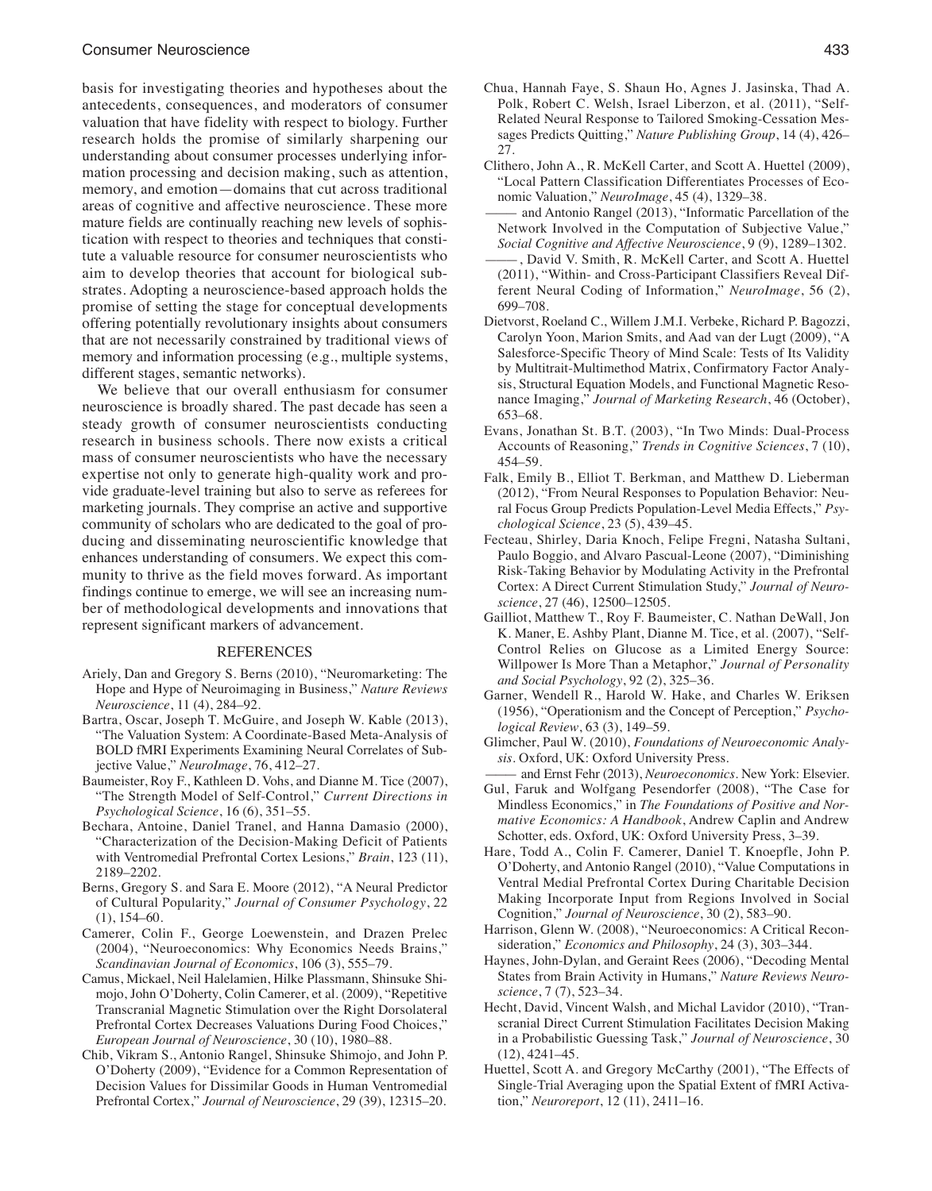basis for investigating theories and hypotheses about the antecedents, consequences, and moderators of consumer valuation that have fidelity with respect to biology. Further research holds the promise of similarly sharpening our understanding about consumer processes underlying information processing and decision making, such as attention, memory, and emotion—domains that cut across traditional areas of cognitive and affective neuroscience. These more mature fields are continually reaching new levels of sophistication with respect to theories and techniques that constitute a valuable resource for consumer neuroscientists who aim to develop theories that account for biological substrates. Adopting a neuroscience-based approach holds the promise of setting the stage for conceptual developments offering potentially revolutionary insights about consumers that are not necessarily constrained by traditional views of memory and information processing (e.g., multiple systems, different stages, semantic networks).

We believe that our overall enthusiasm for consumer neuroscience is broadly shared. The past decade has seen a steady growth of consumer neuroscientists conducting research in business schools. There now exists a critical mass of consumer neuroscientists who have the necessary expertise not only to generate high-quality work and provide graduate-level training but also to serve as referees for marketing journals. They comprise an active and supportive community of scholars who are dedicated to the goal of producing and disseminating neuroscientific knowledge that enhances understanding of consumers. We expect this community to thrive as the field moves forward. As important findings continue to emerge, we will see an increasing number of methodological developments and innovations that represent significant markers of advancement.

## REFERENCES

Ariely, Dan and Gregory S. Berns (2010), "Neuromarketing: The Hope and Hype of Neuroimaging in Business," *Nature Reviews Neuroscience*, 11 (4), 284–92.

Bartra, Oscar, Joseph T. McGuire, and Joseph W. Kable (2013), "The Valuation System: A Coordinate-Based Meta-Analysis of BOLD fMRI Experiments Examining Neural Correlates of Subjective Value," *NeuroImage*, 76, 412–27.

Baumeister, Roy F., Kathleen D. Vohs, and Dianne M. Tice (2007), "The Strength Model of Self-Control," *Current Directions in Psychological Science*, 16 (6), 351–55.

Bechara, Antoine, Daniel Tranel, and Hanna Damasio (2000), "Characterization of the Decision-Making Deficit of Patients with Ventromedial Prefrontal Cortex Lesions," *Brain*, 123 (11), 2189–2202.

Berns, Gregory S. and Sara E. Moore (2012), "A Neural Predictor of Cultural Popularity," *Journal of Consumer Psychology*, 22 (1), 154–60.

Camerer, Colin F., George Loewenstein, and Drazen Prelec (2004), "Neuroeconomics: Why Economics Needs Brains," *Scandinavian Journal of Economics*, 106 (3), 555–79.

Camus, Mickael, Neil Halelamien, Hilke Plassmann, Shinsuke Shimojo, John O'Doherty, Colin Camerer, et al. (2009), "Repetitive Transcranial Magnetic Stimulation over the Right Dorsolateral Prefrontal Cortex Decreases Valuations During Food Choices," *European Journal of Neuroscience*, 30 (10), 1980–88.

Chib, Vikram S., Antonio Rangel, Shinsuke Shimojo, and John P. O'Doherty (2009), "Evidence for a Common Representation of Decision Values for Dissimilar Goods in Human Ventromedial Prefrontal Cortex," *Journal of Neuroscience*, 29 (39), 12315–20.

Chua, Hannah Faye, S. Shaun Ho, Agnes J. Jasinska, Thad A. Polk, Robert C. Welsh, Israel Liberzon, et al. (2011), "Self-Related Neural Response to Tailored Smoking-Cessation Messages Predicts Quitting," *Nature Publishing Group*, 14 (4), 426–27.

Clithero, John A., R. McKell Carter, and Scott A. Huettel (2009), "Local Pattern Classification Differentiates Processes of Economic Valuation," *NeuroImage*, 45 (4), 1329–38.

——— and Antonio Rangel (2013), "Informatic Parcellation of the Network Involved in the Computation of Subjective Value," *Social Cognitive and Affective Neuroscience*, 9 (9), 1289–1302.

———, David V. Smith, R. McKell Carter, and Scott A. Huettel (2011), "Within- and Cross-Participant Classifiers Reveal Different Neural Coding of Information," *NeuroImage*, 56 (2), 699–708.

Dietvorst, Roeland C., Willem J.M.I. Verbeke, Richard P. Bagozzi, Carolyn Yoon, Marion Smits, and Aad van der Lugt (2009), "A Salesforce-Specific Theory of Mind Scale: Tests of Its Validity by Multitrait-Multimethod Matrix, Confirmatory Factor Analysis, Structural Equation Models, and Functional Magnetic Resonance Imaging," *Journal of Marketing Research*, 46 (October), 653–68.

Evans, Jonathan St. B.T. (2003), "In Two Minds: Dual-Process Accounts of Reasoning," *Trends in Cognitive Sciences*, 7 (10), 454–59.

Falk, Emily B., Elliot T. Berkman, and Matthew D. Lieberman (2012), "From Neural Responses to Population Behavior: Neural Focus Group Predicts Population-Level Media Effects," *Psychological Science*, 23 (5), 439–45.

Fecteau, Shirley, Daria Knoch, Felipe Fregni, Natasha Sultani, Paulo Boggio, and Alvaro Pascual-Leone (2007), "Diminishing Risk-Taking Behavior by Modulating Activity in the Prefrontal Cortex: A Direct Current Stimulation Study," *Journal of Neuroscience*, 27 (46), 12500–12505.

Gailliot, Matthew T., Roy F. Baumeister, C. Nathan DeWall, Jon K. Maner, E. Ashby Plant, Dianne M. Tice, et al. (2007), "Self-Control Relies on Glucose as a Limited Energy Source: Willpower Is More Than a Metaphor," *Journal of Personality and Social Psychology*, 92 (2), 325–36.

Garner, Wendell R., Harold W. Hake, and Charles W. Eriksen (1956), "Operationism and the Concept of Perception," *Psychological Review*, 63 (3), 149–59.

Glimcher, Paul W. (2010), *Foundations of Neuroeconomic Analysis*. Oxford, UK: Oxford University Press.

——— and Ernst Fehr (2013), *Neuroeconomics*. New York: Elsevier.

Gul, Faruk and Wolfgang Pesendorfer (2008), "The Case for Mindless Economics," in *The Foundations of Positive and Normative Economics: A Handbook*, Andrew Caplin and Andrew Schotter, eds. Oxford, UK: Oxford University Press, 3–39.

Hare, Todd A., Colin F. Camerer, Daniel T. Knoepfle, John P. O'Doherty, and Antonio Rangel (2010), "Value Computations in Ventral Medial Prefrontal Cortex During Charitable Decision Making Incorporate Input from Regions Involved in Social Cognition," *Journal of Neuroscience*, 30 (2), 583–90.

Harrison, Glenn W. (2008), "Neuroeconomics: A Critical Reconsideration," *Economics and Philosophy*, 24 (3), 303–344.

Haynes, John-Dylan, and Geraint Rees (2006), "Decoding Mental States from Brain Activity in Humans," *Nature Reviews Neuroscience*, 7 (7), 523–34.

Hecht, David, Vincent Walsh, and Michal Lavidor (2010), "Transcranial Direct Current Stimulation Facilitates Decision Making in a Probabilistic Guessing Task," *Journal of Neuroscience*, 30 (12), 4241–45.

Huettel, Scott A. and Gregory McCarthy (2001), "The Effects of Single-Trial Averaging upon the Spatial Extent of fMRI Activation," *Neuroreport*, 12 (11), 2411–16.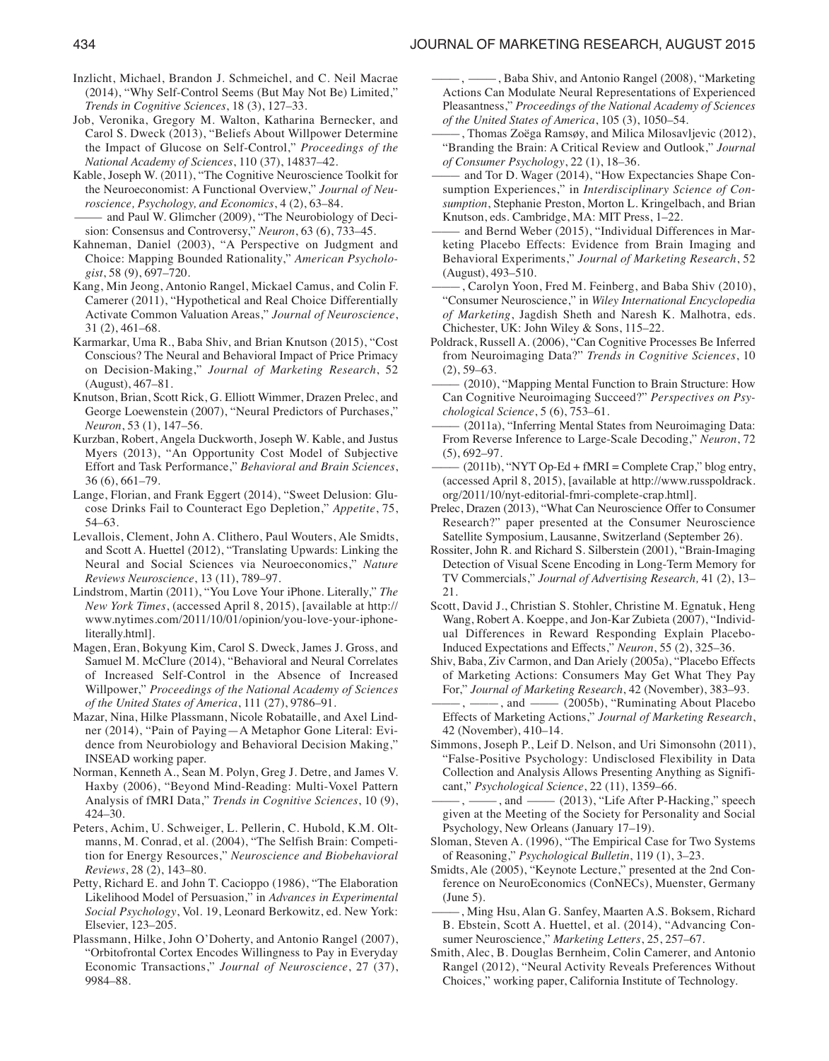Inzlicht, Michael, Brandon J. Schmeichel, and C. Neil Macrae (2014), "Why Self-Control Seems (But May Not Be) Limited," *Trends in Cognitive Sciences*, 18 (3), 127–33.

Job, Veronika, Gregory M. Walton, Katharina Bernecker, and Carol S. Dweck (2013), "Beliefs About Willpower Determine the Impact of Glucose on Self-Control," *Proceedings of the National Academy of Sciences*, 110 (37), 14837–42.

Kable, Joseph W. (2011), "The Cognitive Neuroscience Toolkit for the Neuroeconomist: A Functional Overview," *Journal of Neuroscience, Psychology, and Economics*, 4 (2), 63–84.

——— and Paul W. Glimcher (2009), "The Neurobiology of Decision: Consensus and Controversy," *Neuron*, 63 (6), 733–45.

Kahneman, Daniel (2003), "A Perspective on Judgment and Choice: Mapping Bounded Rationality," *American Psychologist*, 58 (9), 697–720.

Kang, Min Jeong, Antonio Rangel, Mickael Camus, and Colin F. Camerer (2011), "Hypothetical and Real Choice Differentially Activate Common Valuation Areas," *Journal of Neuroscience*, 31 (2), 461–68.

Karmarkar, Uma R., Baba Shiv, and Brian Knutson (2015), "Cost Conscious? The Neural and Behavioral Impact of Price Primacy on Decision-Making," *Journal of Marketing Research*, 52 (August), 467–81.

Knutson, Brian, Scott Rick, G. Elliott Wimmer, Drazen Prelec, and George Loewenstein (2007), "Neural Predictors of Purchases," *Neuron*, 53 (1), 147–56.

Kurzban, Robert, Angela Duckworth, Joseph W. Kable, and Justus Myers (2013), "An Opportunity Cost Model of Subjective Effort and Task Performance," *Behavioral and Brain Sciences*, 36 (6), 661–79.

Lange, Florian, and Frank Eggert (2014), "Sweet Delusion: Glucose Drinks Fail to Counteract Ego Depletion," *Appetite*, 75, 54–63.

Levallois, Clement, John A. Clithero, Paul Wouters, Ale Smidts, and Scott A. Huettel (2012), "Translating Upwards: Linking the Neural and Social Sciences via Neuroeconomics," *Nature Reviews Neuroscience*, 13 (11), 789–97.

Lindstrom, Martin (2011), "You Love Your iPhone. Literally," *The New York Times*, (accessed April 8, 2015), [available at http://www.nytimes.com/2011/10/01/opinion/you-love-your-iphone-literally.html].

Magen, Eran, Bokyung Kim, Carol S. Dweck, James J. Gross, and Samuel M. McClure (2014), "Behavioral and Neural Correlates of Increased Self-Control in the Absence of Increased Willpower," *Proceedings of the National Academy of Sciences of the United States of America*, 111 (27), 9786–91.

Mazar, Nina, Hilke Plassmann, Nicole Robitaille, and Axel Lindner (2014), "Pain of Paying—A Metaphor Gone Literal: Evidence from Neurobiology and Behavioral Decision Making," INSEAD working paper.

Norman, Kenneth A., Sean M. Polyn, Greg J. Detre, and James V. Haxby (2006), "Beyond Mind-Reading: Multi-Voxel Pattern Analysis of fMRI Data," *Trends in Cognitive Sciences*, 10 (9), 424–30.

Peters, Achim, U. Schweiger, L. Pellerin, C. Hubold, K.M. Oltmanns, M. Conrad, et al. (2004), "The Selfish Brain: Competition for Energy Resources," *Neuroscience and Biobehavioral Reviews*, 28 (2), 143–80.

Petty, Richard E. and John T. Cacioppo (1986), "The Elaboration Likelihood Model of Persuasion," in *Advances in Experimental Social Psychology*, Vol. 19, Leonard Berkowitz, ed. New York: Elsevier, 123–205.

Plassmann, Hilke, John O'Doherty, and Antonio Rangel (2007), "Orbitofrontal Cortex Encodes Willingness to Pay in Everyday Economic Transactions," *Journal of Neuroscience*, 27 (37), 9984–88.

———, ———, Baba Shiv, and Antonio Rangel (2008), "Marketing Actions Can Modulate Neural Representations of Experienced Pleasantness," *Proceedings of the National Academy of Sciences of the United States of America*, 105 (3), 1050–54.

———, Thomas Zoëga Ramsøy, and Milica Milosavljevic (2012), "Branding the Brain: A Critical Review and Outlook," *Journal of Consumer Psychology*, 22 (1), 18–36.

——— and Tor D. Wager (2014), "How Expectancies Shape Consumption Experiences," in *Interdisciplinary Science of Consumption*, Stephanie Preston, Morton L. Kringelbach, and Brian Knutson, eds. Cambridge, MA: MIT Press, 1–22.

——— and Bernd Weber (2015), "Individual Differences in Marketing Placebo Effects: Evidence from Brain Imaging and Behavioral Experiments," *Journal of Marketing Research*, 52 (August), 493–510.

———, Carolyn Yoon, Fred M. Feinberg, and Baba Shiv (2010), "Consumer Neuroscience," in *Wiley International Encyclopedia of Marketing*, Jagdish Sheth and Naresh K. Malhotra, eds. Chichester, UK: John Wiley & Sons, 115–22.

Poldrack, Russell A. (2006), "Can Cognitive Processes Be Inferred from Neuroimaging Data?" *Trends in Cognitive Sciences*, 10 (2), 59–63.

——— (2010), "Mapping Mental Function to Brain Structure: How Can Cognitive Neuroimaging Succeed?" *Perspectives on Psychological Science*, 5 (6), 753–61.

——— (2011a), "Inferring Mental States from Neuroimaging Data: From Reverse Inference to Large-Scale Decoding," *Neuron*, 72 (5), 692–97.

——— (2011b), "NYT Op-Ed + fMRI = Complete Crap," blog entry, (accessed April 8, 2015), [available at http://www.russpoldrack.org/2011/10/nyt-editorial-fmri-complete-crap.html].

Prelec, Drazen (2013), "What Can Neuroscience Offer to Consumer Research?" paper presented at the Consumer Neuroscience Satellite Symposium, Lausanne, Switzerland (September 26).

Rossiter, John R. and Richard S. Silberstein (2001), "Brain-Imaging Detection of Visual Scene Encoding in Long-Term Memory for TV Commercials," *Journal of Advertising Research,* 41 (2), 13–21.

Scott, David J., Christian S. Stohler, Christine M. Egnatuk, Heng Wang, Robert A. Koeppe, and Jon-Kar Zubieta (2007), "Individual Differences in Reward Responding Explain Placebo-Induced Expectations and Effects," *Neuron*, 55 (2), 325–36.

Shiv, Baba, Ziv Carmon, and Dan Ariely (2005a), "Placebo Effects of Marketing Actions: Consumers May Get What They Pay For," *Journal of Marketing Research*, 42 (November), 383–93.

———, ———, and ——— (2005b), "Ruminating About Placebo Effects of Marketing Actions," *Journal of Marketing Research*, 42 (November), 410–14.

Simmons, Joseph P., Leif D. Nelson, and Uri Simonsohn (2011), "False-Positive Psychology: Undisclosed Flexibility in Data Collection and Analysis Allows Presenting Anything as Significant," *Psychological Science*, 22 (11), 1359–66.

———, ———, and ——— (2013), "Life After P-Hacking," speech given at the Meeting of the Society for Personality and Social Psychology, New Orleans (January 17–19).

Sloman, Steven A. (1996), "The Empirical Case for Two Systems of Reasoning," *Psychological Bulletin*, 119 (1), 3–23.

Smidts, Ale (2005), "Keynote Lecture," presented at the 2nd Conference on NeuroEconomics (ConNECs), Muenster, Germany (June 5).

———, Ming Hsu, Alan G. Sanfey, Maarten A.S. Boksem, Richard B. Ebstein, Scott A. Huettel, et al. (2014), "Advancing Consumer Neuroscience," *Marketing Letters*, 25, 257–67.

Smith, Alec, B. Douglas Bernheim, Colin Camerer, and Antonio Rangel (2012), "Neural Activity Reveals Preferences Without Choices," working paper, California Institute of Technology.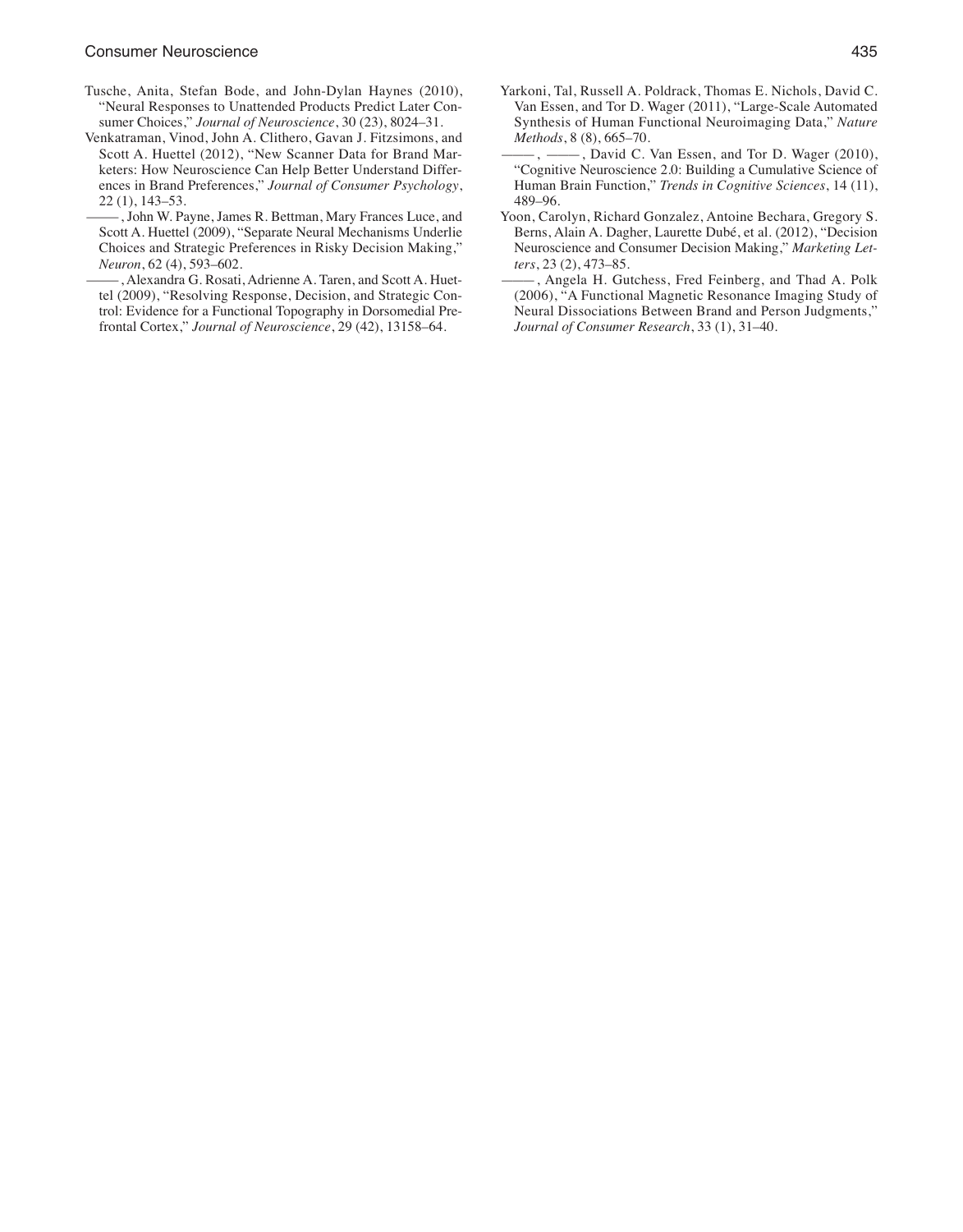Tusche, Anita, Stefan Bode, and John-Dylan Haynes (2010), "Neural Responses to Unattended Products Predict Later Consumer Choices," *Journal of Neuroscience*, 30 (23), 8024–31.

Venkatraman, Vinod, John A. Clithero, Gavan J. Fitzsimons, and Scott A. Huettel (2012), "New Scanner Data for Brand Marketers: How Neuroscience Can Help Better Understand Differences in Brand Preferences," *Journal of Consumer Psychology*, 22 (1), 143–53.

——, John W. Payne, James R. Bettman, Mary Frances Luce, and Scott A. Huettel (2009), "Separate Neural Mechanisms Underlie Choices and Strategic Preferences in Risky Decision Making," *Neuron*, 62 (4), 593–602.

——, Alexandra G. Rosati, Adrienne A. Taren, and Scott A. Huettel (2009), "Resolving Response, Decision, and Strategic Control: Evidence for a Functional Topography in Dorsomedial Prefrontal Cortex," *Journal of Neuroscience*, 29 (42), 13158–64.

Yarkoni, Tal, Russell A. Poldrack, Thomas E. Nichols, David C. Van Essen, and Tor D. Wager (2011), "Large-Scale Automated Synthesis of Human Functional Neuroimaging Data," *Nature Methods*, 8 (8), 665–70.

——, ——, David C. Van Essen, and Tor D. Wager (2010), "Cognitive Neuroscience 2.0: Building a Cumulative Science of Human Brain Function," *Trends in Cognitive Sciences*, 14 (11), 489–96.

Yoon, Carolyn, Richard Gonzalez, Antoine Bechara, Gregory S. Berns, Alain A. Dagher, Laurette Dubé, et al. (2012), "Decision Neuroscience and Consumer Decision Making," *Marketing Letters*, 23 (2), 473–85.

——, Angela H. Gutchess, Fred Feinberg, and Thad A. Polk (2006), "A Functional Magnetic Resonance Imaging Study of Neural Dissociations Between Brand and Person Judgments," *Journal of Consumer Research*, 33 (1), 31–40.